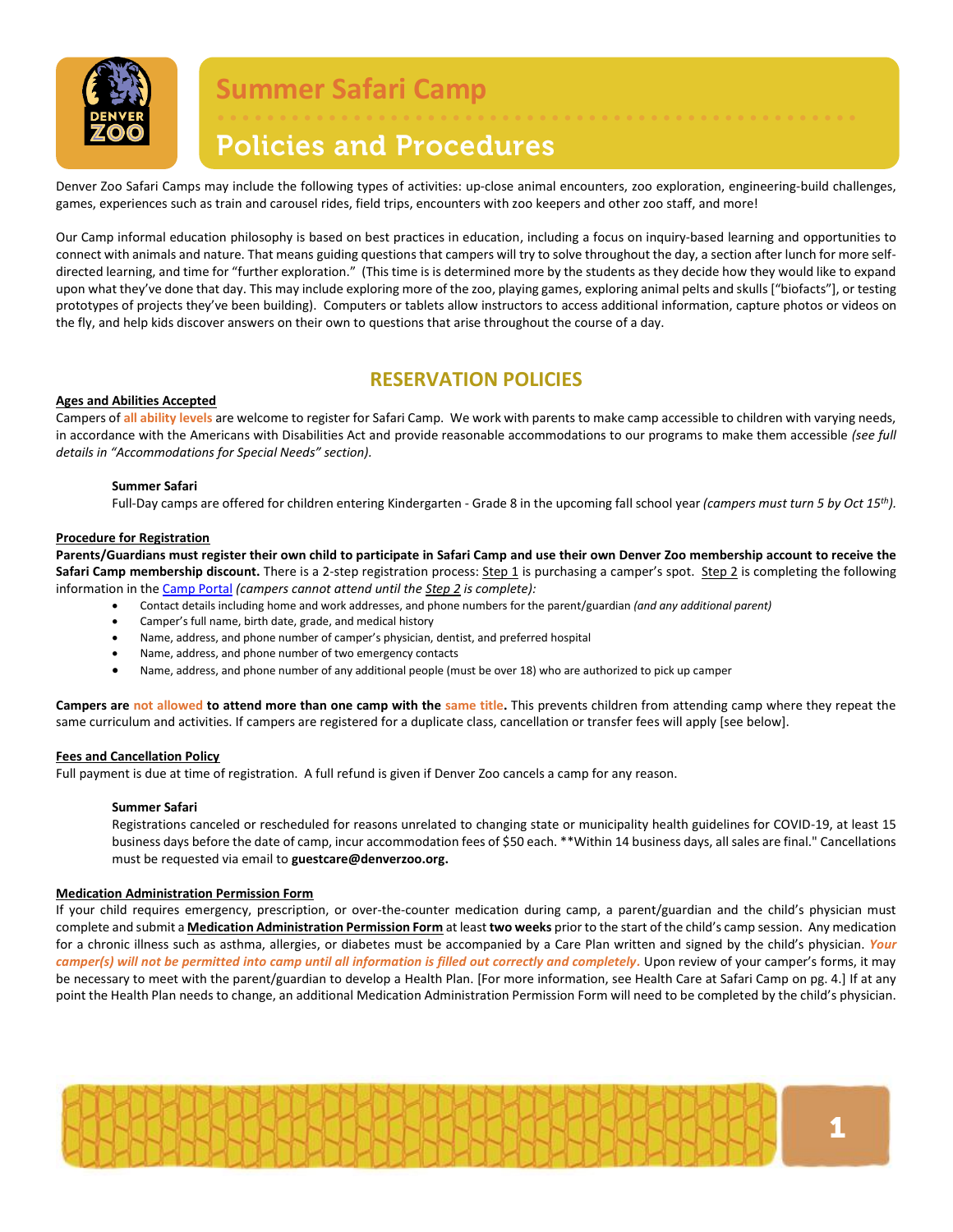# Summer Safari Camp

## Policies and Procedures

Denver Zoo Safari Camps may include the following types of activities: up-close animal encounters, zoo exploration, engineering-build challenges, games, experiences such as train and carousel rides, field trips, encounters with zoo keepers and other zoo staff, and more!

Our Camp informal education philosophy is based on best practices in education, including a focus on inquiry-based learning and opportunities to connect with animals and nature. That means guiding questions that campers will try to solve throughout the day, a section after lunch for more self-directed learning, and time for "further exploration." (This time is is determined more by the students as they decide how they would like to expand upon what they've done that day. This may include exploring more of the zoo, playing games, exploring animal pelts and skulls ["biofacts"], or testing prototypes of projects they've been building). Computers or tablets allow instructors to access additional information, capture photos or videos on the fly, and help kids discover answers on their own to questions that arise throughout the course of a day.

## RESERVATION POLICIES

### Ages and Abilities Accepted

Campers of **all ability levels** are welcome to register for Safari Camp. We work with parents to make camp accessible to children with varying needs, in accordance with the Americans with Disabilities Act and provide reasonable accommodations to our programs to make them accessible *(see full details in "Accommodations for Special Needs" section).*

**Summer Safari**

Full-Day camps are offered for children entering Kindergarten - Grade 8 in the upcoming fall school year *(campers must turn 5 by Oct 15th).*

### Procedure for Registration

**Parents/Guardians must register their own child to participate in Safari Camp and use their own Denver Zoo membership account to receive the Safari Camp membership discount.** There is a 2-step registration process: Step 1 is purchasing a camper's spot. Step 2 is completing the following information in the Camp Portal ***(campers cannot attend until the Step 2 is complete):***

- Contact details including home and work addresses, and phone numbers for the parent/guardian *(and any additional parent)*
- Camper's full name, birth date, grade, and medical history
- Name, address, and phone number of camper's physician, dentist, and preferred hospital
- Name, address, and phone number of two emergency contacts
- Name, address, and phone number of any additional people (must be over 18) who are authorized to pick up camper

**Campers are not allowed to attend more than one camp with the same title.** This prevents children from attending camp where they repeat the same curriculum and activities. If campers are registered for a duplicate class, cancellation or transfer fees will apply [see below].

### Fees and Cancellation Policy

Full payment is due at time of registration. A full refund is given if Denver Zoo cancels a camp for any reason.

**Summer Safari**

Registrations canceled or rescheduled for reasons unrelated to changing state or municipality health guidelines for COVID-19, at least 15 business days before the date of camp, incur accommodation fees of $50 each. **Within 14 business days, all sales are final." Cancellations must be requested via email to **guestcare@denverzoo.org.**

### Medication Administration Permission Form

If your child requires emergency, prescription, or over-the-counter medication during camp, a parent/guardian and the child's physician must complete and submit a **Medication Administration Permission Form** at least **two weeks** prior to the start of the child's camp session. Any medication for a chronic illness such as asthma, allergies, or diabetes must be accompanied by a Care Plan written and signed by the child's physician. ***Your camper(s) will not be permitted into camp until all information is filled out correctly and completely.*** Upon review of your camper's forms, it may be necessary to meet with the parent/guardian to develop a Health Plan. [For more information, see Health Care at Safari Camp on pg. 4.] If at any point the Health Plan needs to change, an additional Medication Administration Permission Form will need to be completed by the child's physician.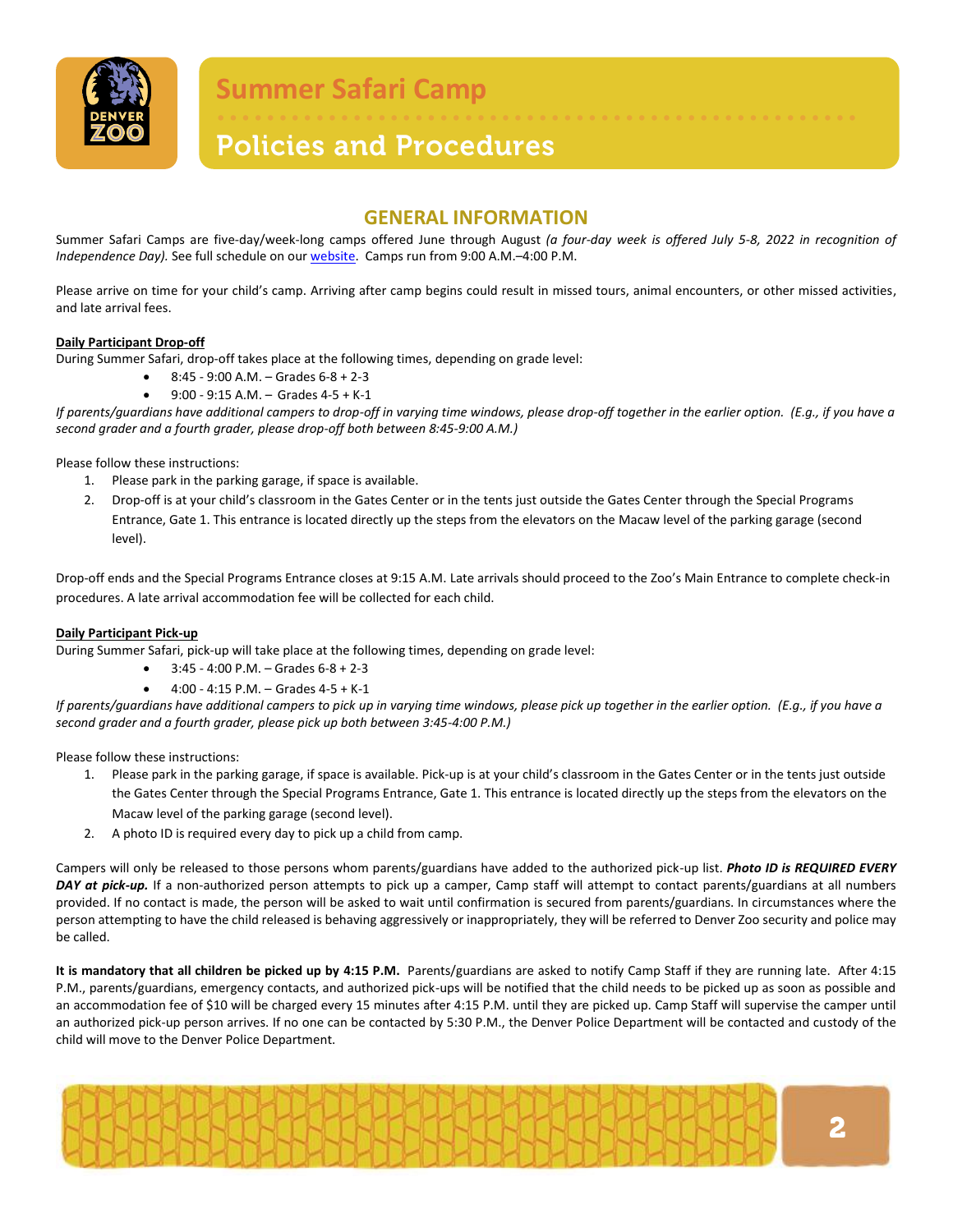# Summer Safari Camp

## Policies and Procedures

## GENERAL INFORMATION

Summer Safari Camps are five-day/week-long camps offered June through August *(a four-day week is offered July 5-8, 2022 in recognition of Independence Day).* See full schedule on our website. Camps run from 9:00 A.M.–4:00 P.M.

Please arrive on time for your child's camp. Arriving after camp begins could result in missed tours, animal encounters, or other missed activities, and late arrival fees.

**Daily Participant Drop-off**

During Summer Safari, drop-off takes place at the following times, depending on grade level:

- 8:45 - 9:00 A.M. – Grades 6-8 + 2-3
- 9:00 - 9:15 A.M. – Grades 4-5 + K-1

*If parents/guardians have additional campers to drop-off in varying time windows, please drop-off together in the earlier option. (E.g., if you have a second grader and a fourth grader, please drop-off both between 8:45-9:00 A.M.)*

Please follow these instructions:

1. Please park in the parking garage, if space is available.
2. Drop-off is at your child's classroom in the Gates Center or in the tents just outside the Gates Center through the Special Programs Entrance, Gate 1. This entrance is located directly up the steps from the elevators on the Macaw level of the parking garage (second level).

Drop-off ends and the Special Programs Entrance closes at 9:15 A.M. Late arrivals should proceed to the Zoo's Main Entrance to complete check-in procedures. A late arrival accommodation fee will be collected for each child.

**Daily Participant Pick-up**

During Summer Safari, pick-up will take place at the following times, depending on grade level:

- 3:45 - 4:00 P.M. – Grades 6-8 + 2-3
- 4:00 - 4:15 P.M. – Grades 4-5 + K-1

*If parents/guardians have additional campers to pick up in varying time windows, please pick up together in the earlier option. (E.g., if you have a second grader and a fourth grader, please pick up both between 3:45-4:00 P.M.)*

Please follow these instructions:

1. Please park in the parking garage, if space is available. Pick-up is at your child's classroom in the Gates Center or in the tents just outside the Gates Center through the Special Programs Entrance, Gate 1. This entrance is located directly up the steps from the elevators on the Macaw level of the parking garage (second level).
2. A photo ID is required every day to pick up a child from camp.

Campers will only be released to those persons whom parents/guardians have added to the authorized pick-up list. ***Photo ID is REQUIRED EVERY DAY at pick-up.*** If a non-authorized person attempts to pick up a camper, Camp staff will attempt to contact parents/guardians at all numbers provided. If no contact is made, the person will be asked to wait until confirmation is secured from parents/guardians. In circumstances where the person attempting to have the child released is behaving aggressively or inappropriately, they will be referred to Denver Zoo security and police may be called.

**It is mandatory that all children be picked up by 4:15 P.M.** Parents/guardians are asked to notify Camp Staff if they are running late. After 4:15 P.M., parents/guardians, emergency contacts, and authorized pick-ups will be notified that the child needs to be picked up as soon as possible and an accommodation fee of $10 will be charged every 15 minutes after 4:15 P.M. until they are picked up. Camp Staff will supervise the camper until an authorized pick-up person arrives. If no one can be contacted by 5:30 P.M., the Denver Police Department will be contacted and custody of the child will move to the Denver Police Department.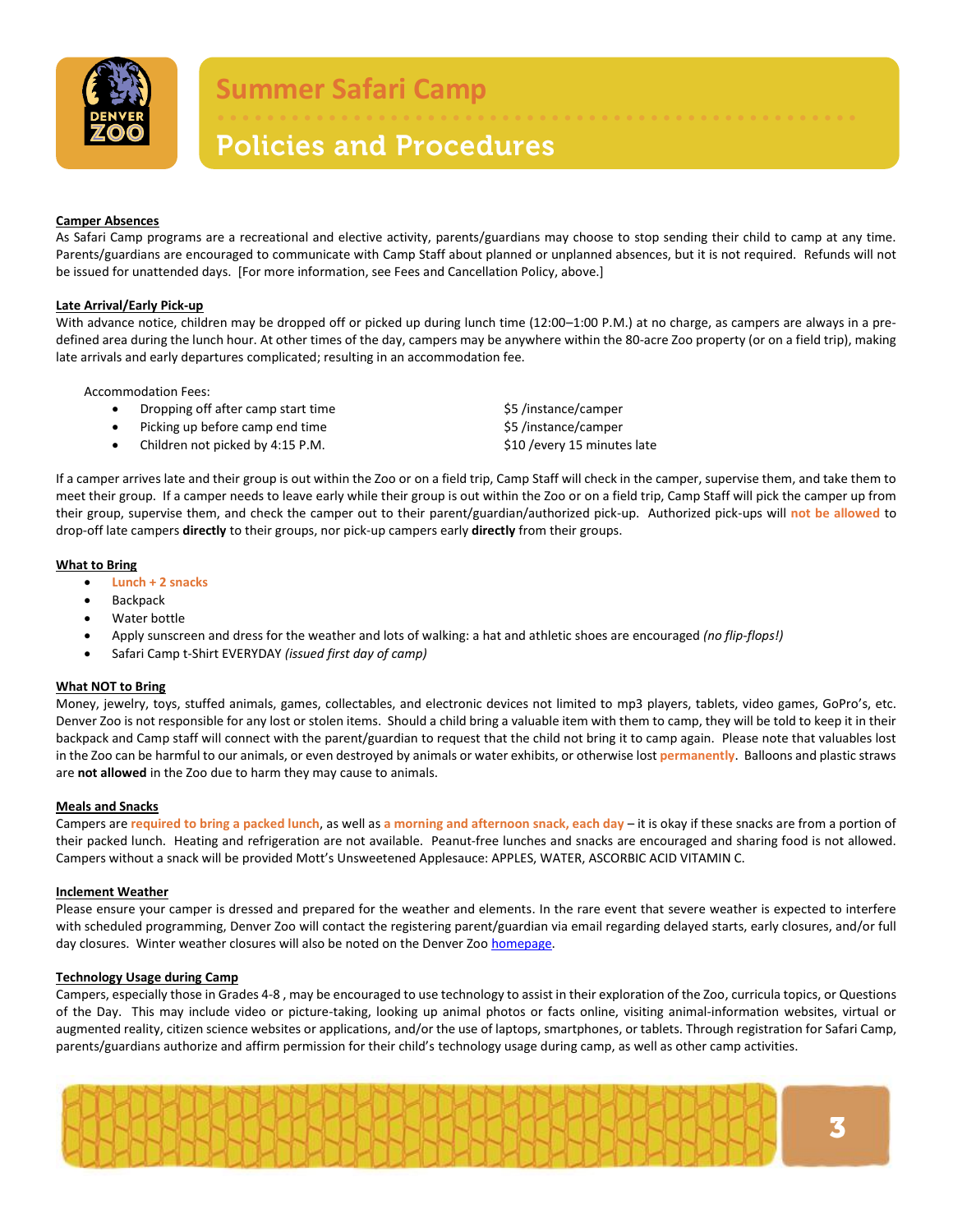# Summer Safari Camp

## Policies and Procedures

**Camper Absences**

As Safari Camp programs are a recreational and elective activity, parents/guardians may choose to stop sending their child to camp at any time. Parents/guardians are encouraged to communicate with Camp Staff about planned or unplanned absences, but it is not required. Refunds will not be issued for unattended days. [For more information, see Fees and Cancellation Policy, above.]

**Late Arrival/Early Pick-up**

With advance notice, children may be dropped off or picked up during lunch time (12:00–1:00 P.M.) at no charge, as campers are always in a pre-defined area during the lunch hour. At other times of the day, campers may be anywhere within the 80-acre Zoo property (or on a field trip), making late arrivals and early departures complicated; resulting in an accommodation fee.

Accommodation Fees:

- Dropping off after camp start time — $5 /instance/camper
- Picking up before camp end time — $5 /instance/camper
- Children not picked by 4:15 P.M. — $10 /every 15 minutes late

If a camper arrives late and their group is out within the Zoo or on a field trip, Camp Staff will check in the camper, supervise them, and take them to meet their group. If a camper needs to leave early while their group is out within the Zoo or on a field trip, Camp Staff will pick the camper up from their group, supervise them, and check the camper out to their parent/guardian/authorized pick-up. Authorized pick-ups will **not be allowed** to drop-off late campers **directly** to their groups, nor pick-up campers early **directly** from their groups.

**What to Bring**

- **Lunch + 2 snacks**
- Backpack
- Water bottle
- Apply sunscreen and dress for the weather and lots of walking: a hat and athletic shoes are encouraged *(no flip-flops!)*
- Safari Camp t-Shirt EVERYDAY *(issued first day of camp)*

**What NOT to Bring**

Money, jewelry, toys, stuffed animals, games, collectables, and electronic devices not limited to mp3 players, tablets, video games, GoPro's, etc. Denver Zoo is not responsible for any lost or stolen items. Should a child bring a valuable item with them to camp, they will be told to keep it in their backpack and Camp staff will connect with the parent/guardian to request that the child not bring it to camp again. Please note that valuables lost in the Zoo can be harmful to our animals, or even destroyed by animals or water exhibits, or otherwise lost **permanently**. Balloons and plastic straws are **not allowed** in the Zoo due to harm they may cause to animals.

**Meals and Snacks**

Campers are **required to bring a packed lunch**, as well as **a morning and afternoon snack, each day** – it is okay if these snacks are from a portion of their packed lunch. Heating and refrigeration are not available. Peanut-free lunches and snacks are encouraged and sharing food is not allowed. Campers without a snack will be provided Mott's Unsweetened Applesauce: APPLES, WATER, ASCORBIC ACID VITAMIN C.

**Inclement Weather**

Please ensure your camper is dressed and prepared for the weather and elements. In the rare event that severe weather is expected to interfere with scheduled programming, Denver Zoo will contact the registering parent/guardian via email regarding delayed starts, early closures, and/or full day closures. Winter weather closures will also be noted on the Denver Zoo homepage.

**Technology Usage during Camp**

Campers, especially those in Grades 4-8 , may be encouraged to use technology to assist in their exploration of the Zoo, curricula topics, or Questions of the Day. This may include video or picture-taking, looking up animal photos or facts online, visiting animal-information websites, virtual or augmented reality, citizen science websites or applications, and/or the use of laptops, smartphones, or tablets. Through registration for Safari Camp, parents/guardians authorize and affirm permission for their child's technology usage during camp, as well as other camp activities.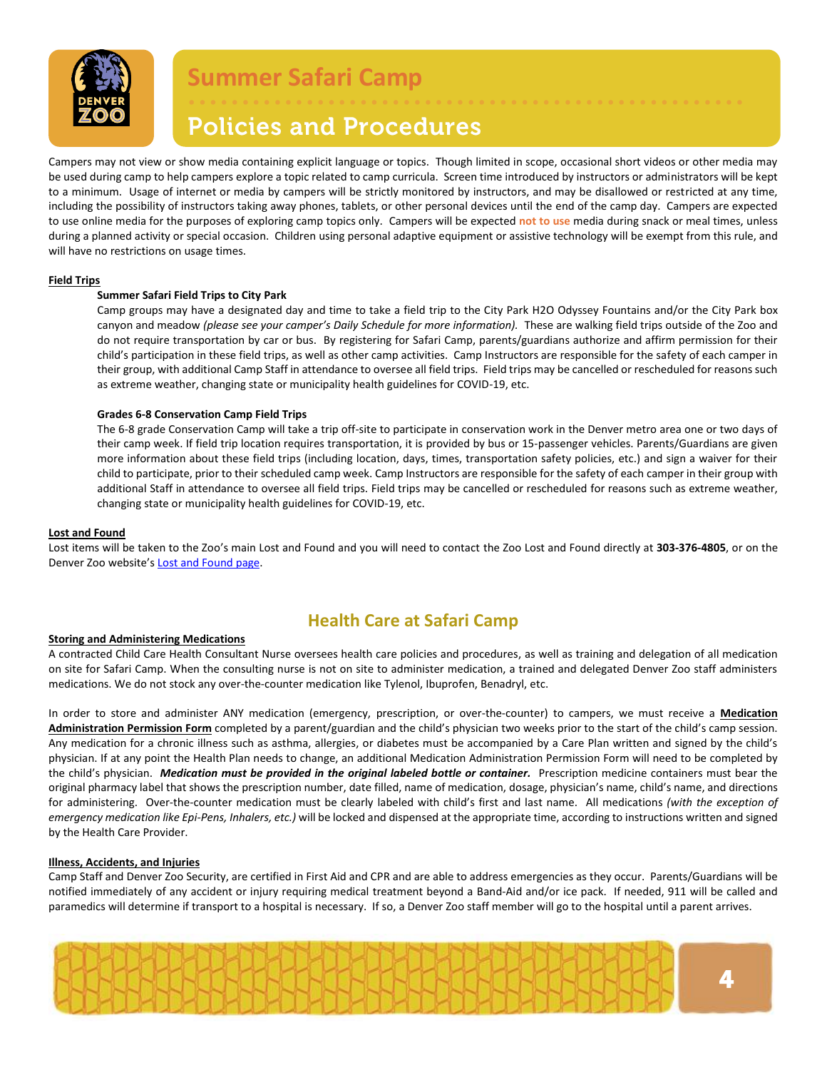# Summer Safari Camp

## Policies and Procedures

Campers may not view or show media containing explicit language or topics. Though limited in scope, occasional short videos or other media may be used during camp to help campers explore a topic related to camp curricula. Screen time introduced by instructors or administrators will be kept to a minimum. Usage of internet or media by campers will be strictly monitored by instructors, and may be disallowed or restricted at any time, including the possibility of instructors taking away phones, tablets, or other personal devices until the end of the camp day. Campers are expected to use online media for the purposes of exploring camp topics only. Campers will be expected **not to use** media during snack or meal times, unless during a planned activity or special occasion. Children using personal adaptive equipment or assistive technology will be exempt from this rule, and will have no restrictions on usage times.

**Field Trips**

**Summer Safari Field Trips to City Park**

Camp groups may have a designated day and time to take a field trip to the City Park H2O Odyssey Fountains and/or the City Park box canyon and meadow *(please see your camper's Daily Schedule for more information)*. These are walking field trips outside of the Zoo and do not require transportation by car or bus. By registering for Safari Camp, parents/guardians authorize and affirm permission for their child's participation in these field trips, as well as other camp activities. Camp Instructors are responsible for the safety of each camper in their group, with additional Camp Staff in attendance to oversee all field trips. Field trips may be cancelled or rescheduled for reasons such as extreme weather, changing state or municipality health guidelines for COVID-19, etc.

**Grades 6-8 Conservation Camp Field Trips**

The 6-8 grade Conservation Camp will take a trip off-site to participate in conservation work in the Denver metro area one or two days of their camp week. If field trip location requires transportation, it is provided by bus or 15-passenger vehicles. Parents/Guardians are given more information about these field trips (including location, days, times, transportation safety policies, etc.) and sign a waiver for their child to participate, prior to their scheduled camp week. Camp Instructors are responsible for the safety of each camper in their group with additional Staff in attendance to oversee all field trips. Field trips may be cancelled or rescheduled for reasons such as extreme weather, changing state or municipality health guidelines for COVID-19, etc.

**Lost and Found**

Lost items will be taken to the Zoo's main Lost and Found and you will need to contact the Zoo Lost and Found directly at **303-376-4805**, or on the Denver Zoo website's Lost and Found page.

## Health Care at Safari Camp

**Storing and Administering Medications**

A contracted Child Care Health Consultant Nurse oversees health care policies and procedures, as well as training and delegation of all medication on site for Safari Camp. When the consulting nurse is not on site to administer medication, a trained and delegated Denver Zoo staff administers medications. We do not stock any over-the-counter medication like Tylenol, Ibuprofen, Benadryl, etc.

In order to store and administer ANY medication (emergency, prescription, or over-the-counter) to campers, we must receive a **Medication Administration Permission Form** completed by a parent/guardian and the child's physician two weeks prior to the start of the child's camp session. Any medication for a chronic illness such as asthma, allergies, or diabetes must be accompanied by a Care Plan written and signed by the child's physician. If at any point the Health Plan needs to change, an additional Medication Administration Permission Form will need to be completed by the child's physician. ***Medication must be provided in the original labeled bottle or container.*** Prescription medicine containers must bear the original pharmacy label that shows the prescription number, date filled, name of medication, dosage, physician's name, child's name, and directions for administering. Over-the-counter medication must be clearly labeled with child's first and last name. All medications *(with the exception of emergency medication like Epi-Pens, Inhalers, etc.)* will be locked and dispensed at the appropriate time, according to instructions written and signed by the Health Care Provider.

**Illness, Accidents, and Injuries**

Camp Staff and Denver Zoo Security, are certified in First Aid and CPR and are able to address emergencies as they occur. Parents/Guardians will be notified immediately of any accident or injury requiring medical treatment beyond a Band-Aid and/or ice pack. If needed, 911 will be called and paramedics will determine if transport to a hospital is necessary. If so, a Denver Zoo staff member will go to the hospital until a parent arrives.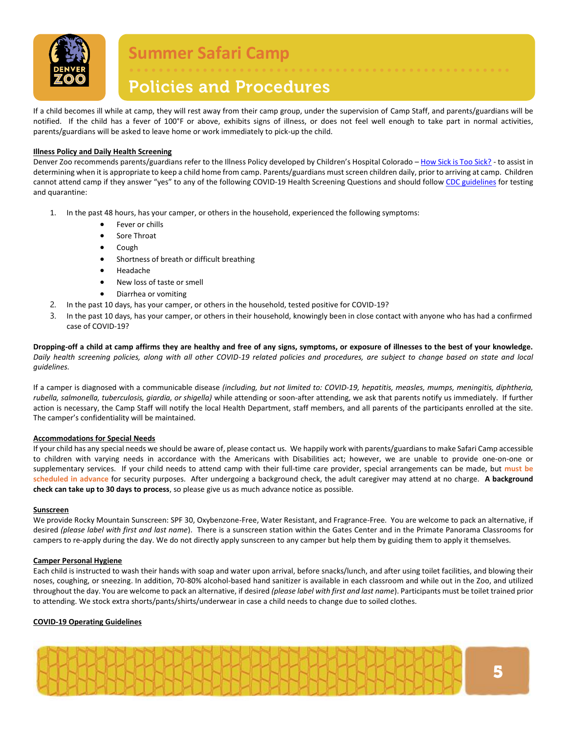# Summer Safari Camp

## Policies and Procedures

If a child becomes ill while at camp, they will rest away from their camp group, under the supervision of Camp Staff, and parents/guardians will be notified. If the child has a fever of 100°F or above, exhibits signs of illness, or does not feel well enough to take part in normal activities, parents/guardians will be asked to leave home or work immediately to pick-up the child.

### Illness Policy and Daily Health Screening

Denver Zoo recommends parents/guardians refer to the Illness Policy developed by Children's Hospital Colorado – How Sick is Too Sick? - to assist in determining when it is appropriate to keep a child home from camp. Parents/guardians must screen children daily, prior to arriving at camp. Children cannot attend camp if they answer "yes" to any of the following COVID-19 Health Screening Questions and should follow CDC guidelines for testing and quarantine:

1. In the past 48 hours, has your camper, or others in the household, experienced the following symptoms:
   - Fever or chills
   - Sore Throat
   - Cough
   - Shortness of breath or difficult breathing
   - Headache
   - New loss of taste or smell
   - Diarrhea or vomiting
2. In the past 10 days, has your camper, or others in the household, tested positive for COVID-19?
3. In the past 10 days, has your camper, or others in their household, knowingly been in close contact with anyone who has had a confirmed case of COVID-19?

**Dropping-off a child at camp affirms they are healthy and free of any signs, symptoms, or exposure of illnesses to the best of your knowledge.** *Daily health screening policies, along with all other COVID-19 related policies and procedures, are subject to change based on state and local guidelines.*

If a camper is diagnosed with a communicable disease *(including, but not limited to: COVID-19, hepatitis, measles, mumps, meningitis, diphtheria, rubella, salmonella, tuberculosis, giardia, or shigella)* while attending or soon-after attending, we ask that parents notify us immediately. If further action is necessary, the Camp Staff will notify the local Health Department, staff members, and all parents of the participants enrolled at the site. The camper's confidentiality will be maintained.

### Accommodations for Special Needs

If your child has any special needs we should be aware of, please contact us. We happily work with parents/guardians to make Safari Camp accessible to children with varying needs in accordance with the Americans with Disabilities act; however, we are unable to provide one-on-one or supplementary services. If your child needs to attend camp with their full-time care provider, special arrangements can be made, but **must be scheduled in advance** for security purposes. After undergoing a background check, the adult caregiver may attend at no charge. **A background check can take up to 30 days to process**, so please give us as much advance notice as possible.

### Sunscreen

We provide Rocky Mountain Sunscreen: SPF 30, Oxybenzone-Free, Water Resistant, and Fragrance-Free. You are welcome to pack an alternative, if desired *(please label with first and last name*). There is a sunscreen station within the Gates Center and in the Primate Panorama Classrooms for campers to re-apply during the day. We do not directly apply sunscreen to any camper but help them by guiding them to apply it themselves.

### Camper Personal Hygiene

Each child is instructed to wash their hands with soap and water upon arrival, before snacks/lunch, and after using toilet facilities, and blowing their noses, coughing, or sneezing. In addition, 70-80% alcohol-based hand sanitizer is available in each classroom and while out in the Zoo, and utilized throughout the day. You are welcome to pack an alternative, if desired *(please label with first and last name*). Participants must be toilet trained prior to attending. We stock extra shorts/pants/shirts/underwear in case a child needs to change due to soiled clothes.

### COVID-19 Operating Guidelines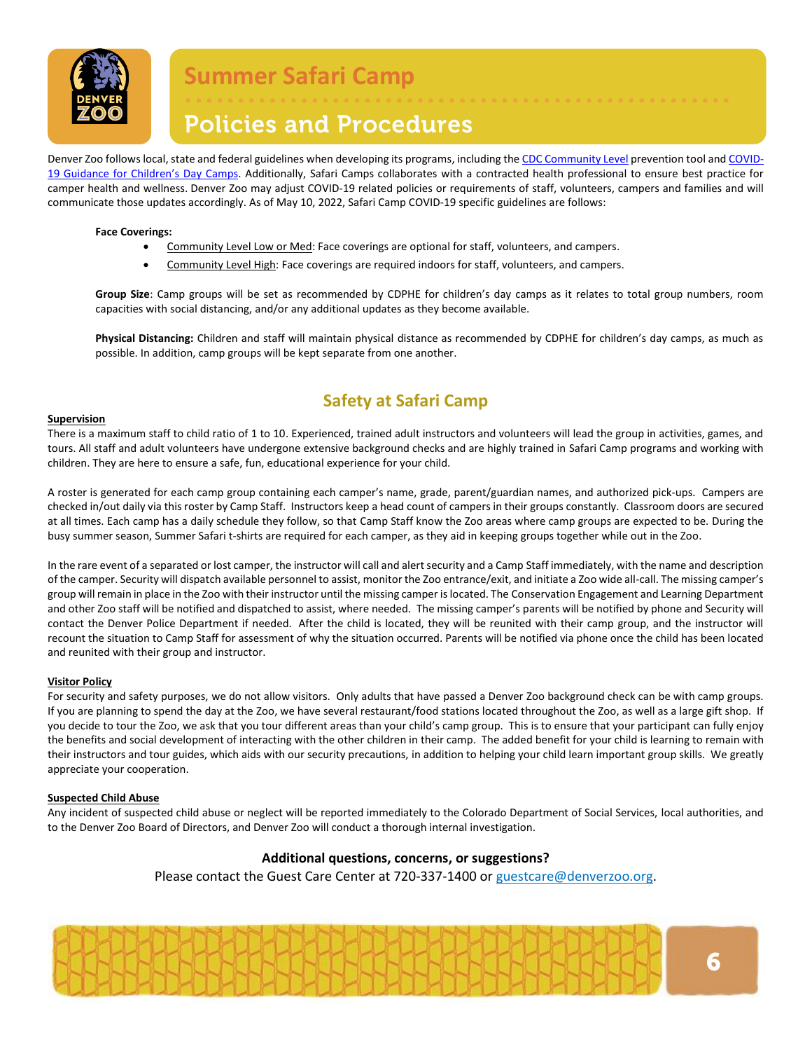# Summer Safari Camp

## Policies and Procedures

Denver Zoo follows local, state and federal guidelines when developing its programs, including the [CDC Community Level](#) prevention tool and [COVID-19 Guidance for Children's Day Camps](#). Additionally, Safari Camps collaborates with a contracted health professional to ensure best practice for camper health and wellness. Denver Zoo may adjust COVID-19 related policies or requirements of staff, volunteers, campers and families and will communicate those updates accordingly. As of May 10, 2022, Safari Camp COVID-19 specific guidelines are follows:

**Face Coverings:**

- Community Level Low or Med: Face coverings are optional for staff, volunteers, and campers.
- Community Level High: Face coverings are required indoors for staff, volunteers, and campers.

**Group Size**: Camp groups will be set as recommended by CDPHE for children's day camps as it relates to total group numbers, room capacities with social distancing, and/or any additional updates as they become available.

**Physical Distancing:** Children and staff will maintain physical distance as recommended by CDPHE for children's day camps, as much as possible. In addition, camp groups will be kept separate from one another.

## Safety at Safari Camp

**Supervision**

There is a maximum staff to child ratio of 1 to 10. Experienced, trained adult instructors and volunteers will lead the group in activities, games, and tours. All staff and adult volunteers have undergone extensive background checks and are highly trained in Safari Camp programs and working with children. They are here to ensure a safe, fun, educational experience for your child.

A roster is generated for each camp group containing each camper's name, grade, parent/guardian names, and authorized pick-ups. Campers are checked in/out daily via this roster by Camp Staff. Instructors keep a head count of campers in their groups constantly. Classroom doors are secured at all times. Each camp has a daily schedule they follow, so that Camp Staff know the Zoo areas where camp groups are expected to be. During the busy summer season, Summer Safari t-shirts are required for each camper, as they aid in keeping groups together while out in the Zoo.

In the rare event of a separated or lost camper, the instructor will call and alert security and a Camp Staff immediately, with the name and description of the camper. Security will dispatch available personnel to assist, monitor the Zoo entrance/exit, and initiate a Zoo wide all-call. The missing camper's group will remain in place in the Zoo with their instructor until the missing camper is located. The Conservation Engagement and Learning Department and other Zoo staff will be notified and dispatched to assist, where needed. The missing camper's parents will be notified by phone and Security will contact the Denver Police Department if needed. After the child is located, they will be reunited with their camp group, and the instructor will recount the situation to Camp Staff for assessment of why the situation occurred. Parents will be notified via phone once the child has been located and reunited with their group and instructor.

**Visitor Policy**

For security and safety purposes, we do not allow visitors. Only adults that have passed a Denver Zoo background check can be with camp groups. If you are planning to spend the day at the Zoo, we have several restaurant/food stations located throughout the Zoo, as well as a large gift shop. If you decide to tour the Zoo, we ask that you tour different areas than your child's camp group. This is to ensure that your participant can fully enjoy the benefits and social development of interacting with the other children in their camp. The added benefit for your child is learning to remain with their instructors and tour guides, which aids with our security precautions, in addition to helping your child learn important group skills. We greatly appreciate your cooperation.

**Suspected Child Abuse**

Any incident of suspected child abuse or neglect will be reported immediately to the Colorado Department of Social Services, local authorities, and to the Denver Zoo Board of Directors, and Denver Zoo will conduct a thorough internal investigation.

**Additional questions, concerns, or suggestions?**

Please contact the Guest Care Center at 720-337-1400 or guestcare@denverzoo.org.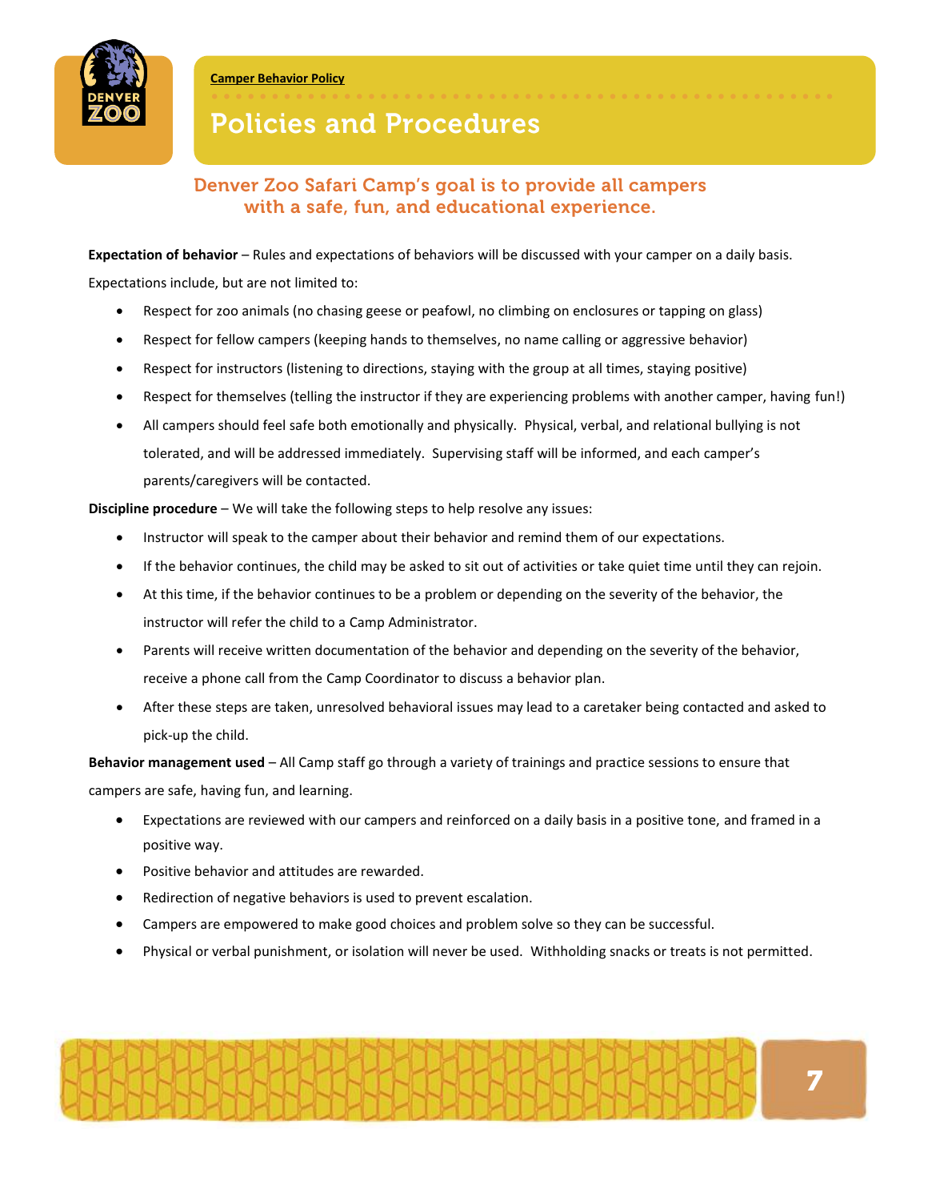**Camper Behavior Policy**

# Policies and Procedures

## Denver Zoo Safari Camp's goal is to provide all campers with a safe, fun, and educational experience.

**Expectation of behavior** – Rules and expectations of behaviors will be discussed with your camper on a daily basis. Expectations include, but are not limited to:

- Respect for zoo animals (no chasing geese or peafowl, no climbing on enclosures or tapping on glass)
- Respect for fellow campers (keeping hands to themselves, no name calling or aggressive behavior)
- Respect for instructors (listening to directions, staying with the group at all times, staying positive)
- Respect for themselves (telling the instructor if they are experiencing problems with another camper, having fun!)
- All campers should feel safe both emotionally and physically. Physical, verbal, and relational bullying is not tolerated, and will be addressed immediately. Supervising staff will be informed, and each camper's parents/caregivers will be contacted.

**Discipline procedure** – We will take the following steps to help resolve any issues:

- Instructor will speak to the camper about their behavior and remind them of our expectations.
- If the behavior continues, the child may be asked to sit out of activities or take quiet time until they can rejoin.
- At this time, if the behavior continues to be a problem or depending on the severity of the behavior, the instructor will refer the child to a Camp Administrator.
- Parents will receive written documentation of the behavior and depending on the severity of the behavior, receive a phone call from the Camp Coordinator to discuss a behavior plan.
- After these steps are taken, unresolved behavioral issues may lead to a caretaker being contacted and asked to pick-up the child.

**Behavior management used** – All Camp staff go through a variety of trainings and practice sessions to ensure that campers are safe, having fun, and learning.

- Expectations are reviewed with our campers and reinforced on a daily basis in a positive tone, and framed in a positive way.
- Positive behavior and attitudes are rewarded.
- Redirection of negative behaviors is used to prevent escalation.
- Campers are empowered to make good choices and problem solve so they can be successful.
- Physical or verbal punishment, or isolation will never be used. Withholding snacks or treats is not permitted.